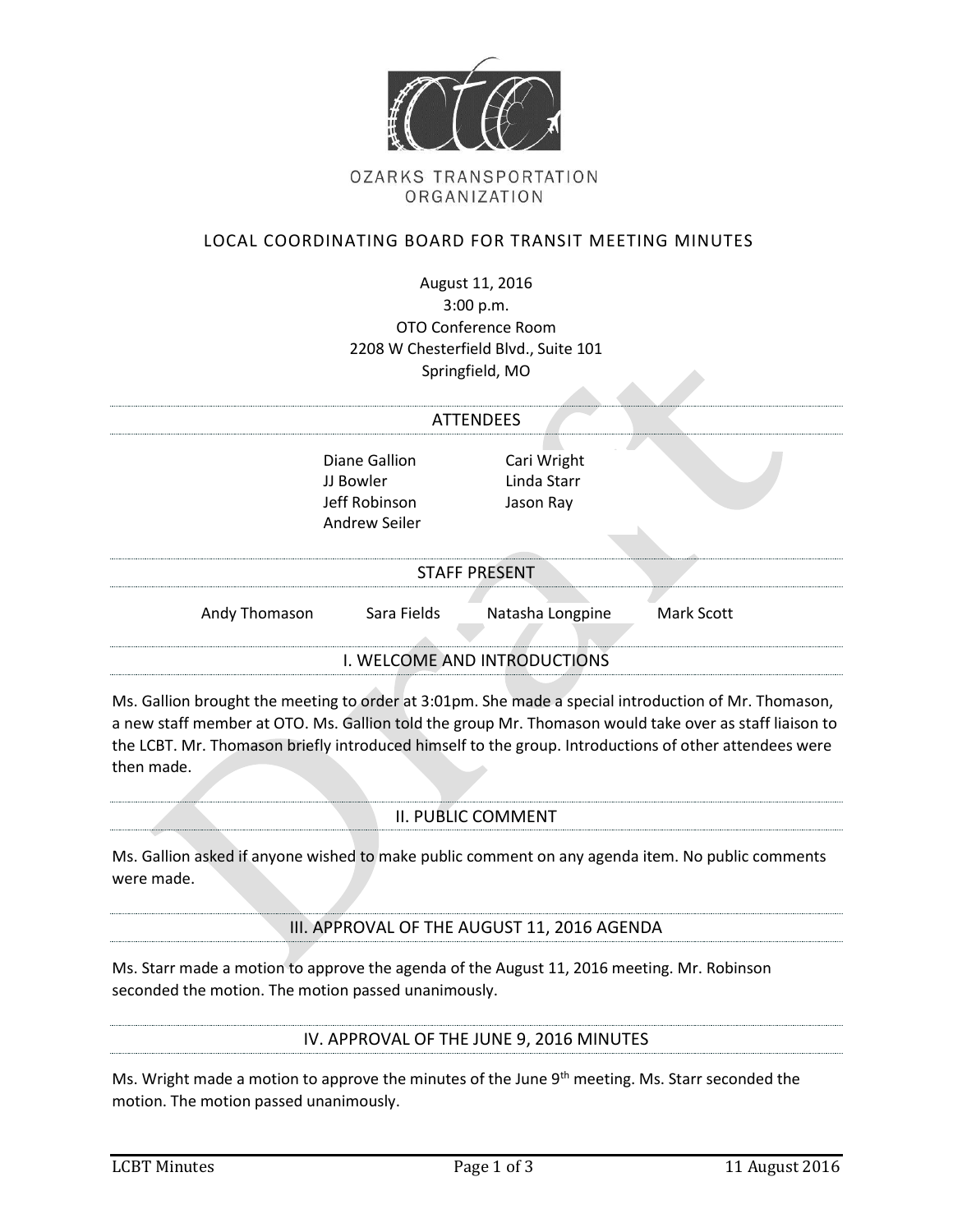OZARKS TRANSPORTATION ORGANIZATION

# LOCAL COORDINATING BOARD FOR TRANSIT MEETING MINUTES

August 11, 2016
3:00 p.m.
OTO Conference Room
2208 W Chesterfield Blvd., Suite 101
Springfield, MO

## ATTENDEES

Diane Gallion
JJ Bowler
Jeff Robinson
Andrew Seiler
Cari Wright
Linda Starr
Jason Ray

## STAFF PRESENT

Andy Thomason
Sara Fields
Natasha Longpine
Mark Scott

## I. WELCOME AND INTRODUCTIONS

Ms. Gallion brought the meeting to order at 3:01pm. She made a special introduction of Mr. Thomason, a new staff member at OTO. Ms. Gallion told the group Mr. Thomason would take over as staff liaison to the LCBT. Mr. Thomason briefly introduced himself to the group. Introductions of other attendees were then made.

## II. PUBLIC COMMENT

Ms. Gallion asked if anyone wished to make public comment on any agenda item. No public comments were made.

## III. APPROVAL OF THE AUGUST 11, 2016 AGENDA

Ms. Starr made a motion to approve the agenda of the August 11, 2016 meeting. Mr. Robinson seconded the motion. The motion passed unanimously.

## IV. APPROVAL OF THE JUNE 9, 2016 MINUTES

Ms. Wright made a motion to approve the minutes of the June 9th meeting. Ms. Starr seconded the motion. The motion passed unanimously.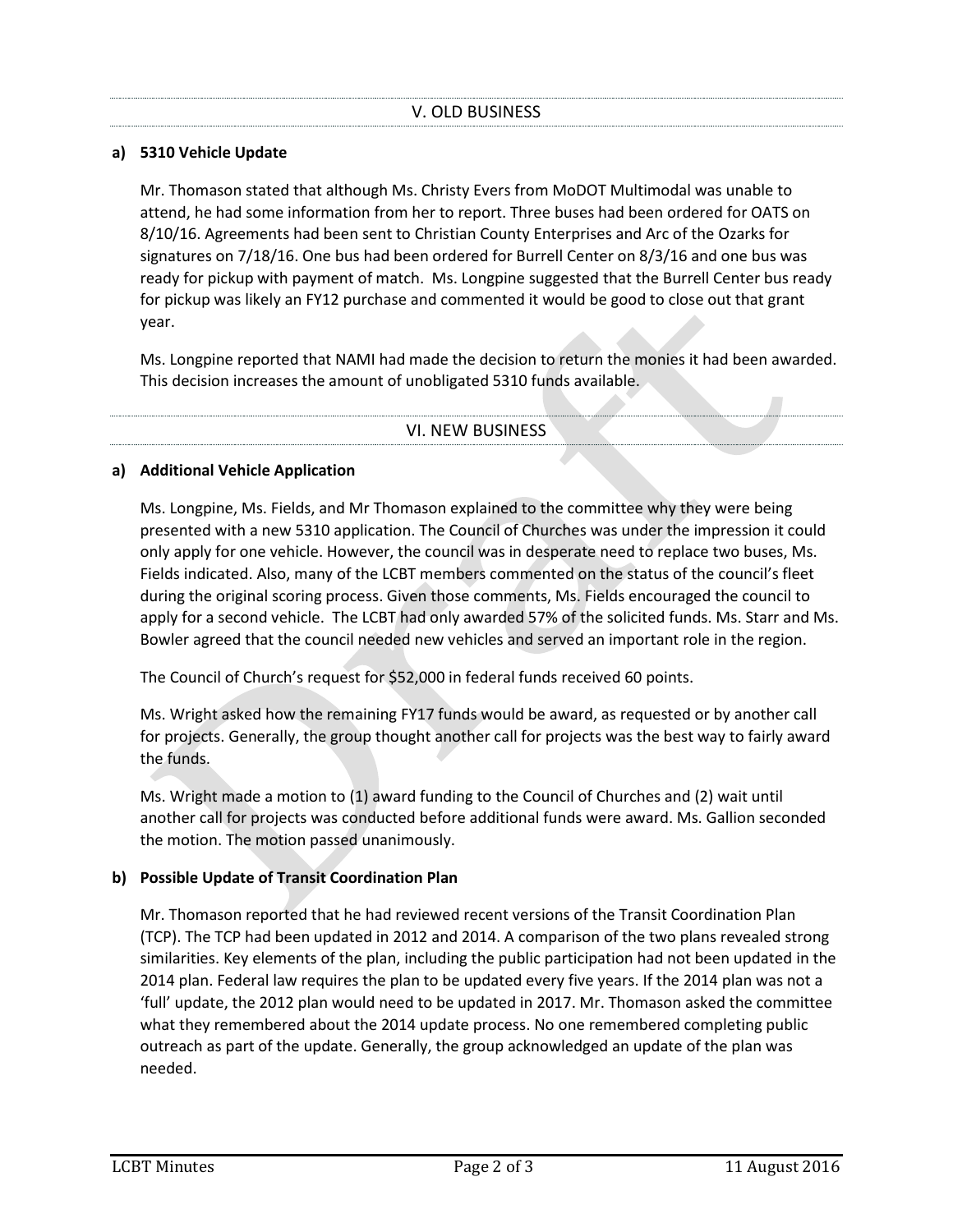## V. OLD BUSINESS

**a) 5310 Vehicle Update**

Mr. Thomason stated that although Ms. Christy Evers from MoDOT Multimodal was unable to attend, he had some information from her to report. Three buses had been ordered for OATS on 8/10/16. Agreements had been sent to Christian County Enterprises and Arc of the Ozarks for signatures on 7/18/16. One bus had been ordered for Burrell Center on 8/3/16 and one bus was ready for pickup with payment of match. Ms. Longpine suggested that the Burrell Center bus ready for pickup was likely an FY12 purchase and commented it would be good to close out that grant year.

Ms. Longpine reported that NAMI had made the decision to return the monies it had been awarded. This decision increases the amount of unobligated 5310 funds available.

## VI. NEW BUSINESS

**a) Additional Vehicle Application**

Ms. Longpine, Ms. Fields, and Mr Thomason explained to the committee why they were being presented with a new 5310 application. The Council of Churches was under the impression it could only apply for one vehicle. However, the council was in desperate need to replace two buses, Ms. Fields indicated. Also, many of the LCBT members commented on the status of the council's fleet during the original scoring process. Given those comments, Ms. Fields encouraged the council to apply for a second vehicle. The LCBT had only awarded 57% of the solicited funds. Ms. Starr and Ms. Bowler agreed that the council needed new vehicles and served an important role in the region.

The Council of Church's request for $52,000 in federal funds received 60 points.

Ms. Wright asked how the remaining FY17 funds would be award, as requested or by another call for projects. Generally, the group thought another call for projects was the best way to fairly award the funds.

Ms. Wright made a motion to (1) award funding to the Council of Churches and (2) wait until another call for projects was conducted before additional funds were award. Ms. Gallion seconded the motion. The motion passed unanimously.

**b) Possible Update of Transit Coordination Plan**

Mr. Thomason reported that he had reviewed recent versions of the Transit Coordination Plan (TCP). The TCP had been updated in 2012 and 2014. A comparison of the two plans revealed strong similarities. Key elements of the plan, including the public participation had not been updated in the 2014 plan. Federal law requires the plan to be updated every five years. If the 2014 plan was not a 'full' update, the 2012 plan would need to be updated in 2017. Mr. Thomason asked the committee what they remembered about the 2014 update process. No one remembered completing public outreach as part of the update. Generally, the group acknowledged an update of the plan was needed.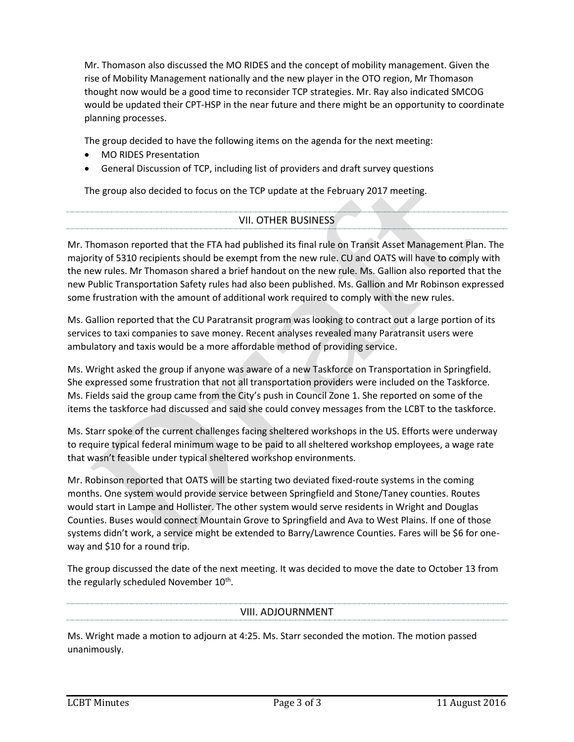Mr. Thomason also discussed the MO RIDES and the concept of mobility management. Given the rise of Mobility Management nationally and the new player in the OTO region, Mr Thomason thought now would be a good time to reconsider TCP strategies. Mr. Ray also indicated SMCOG would be updated their CPT-HSP in the near future and there might be an opportunity to coordinate planning processes.

The group decided to have the following items on the agenda for the next meeting:

- MO RIDES Presentation
- General Discussion of TCP, including list of providers and draft survey questions

The group also decided to focus on the TCP update at the February 2017 meeting.

## VII. OTHER BUSINESS

Mr. Thomason reported that the FTA had published its final rule on Transit Asset Management Plan. The majority of 5310 recipients should be exempt from the new rule. CU and OATS will have to comply with the new rules. Mr Thomason shared a brief handout on the new rule. Ms. Gallion also reported that the new Public Transportation Safety rules had also been published. Ms. Gallion and Mr Robinson expressed some frustration with the amount of additional work required to comply with the new rules.

Ms. Gallion reported that the CU Paratransit program was looking to contract out a large portion of its services to taxi companies to save money. Recent analyses revealed many Paratransit users were ambulatory and taxis would be a more affordable method of providing service.

Ms. Wright asked the group if anyone was aware of a new Taskforce on Transportation in Springfield. She expressed some frustration that not all transportation providers were included on the Taskforce. Ms. Fields said the group came from the City's push in Council Zone 1. She reported on some of the items the taskforce had discussed and said she could convey messages from the LCBT to the taskforce.

Ms. Starr spoke of the current challenges facing sheltered workshops in the US. Efforts were underway to require typical federal minimum wage to be paid to all sheltered workshop employees, a wage rate that wasn't feasible under typical sheltered workshop environments.

Mr. Robinson reported that OATS will be starting two deviated fixed-route systems in the coming months. One system would provide service between Springfield and Stone/Taney counties. Routes would start in Lampe and Hollister. The other system would serve residents in Wright and Douglas Counties. Buses would connect Mountain Grove to Springfield and Ava to West Plains. If one of those systems didn't work, a service might be extended to Barry/Lawrence Counties. Fares will be $6 for one-way and $10 for a round trip.

The group discussed the date of the next meeting. It was decided to move the date to October 13 from the regularly scheduled November 10th.

## VIII. ADJOURNMENT

Ms. Wright made a motion to adjourn at 4:25. Ms. Starr seconded the motion. The motion passed unanimously.